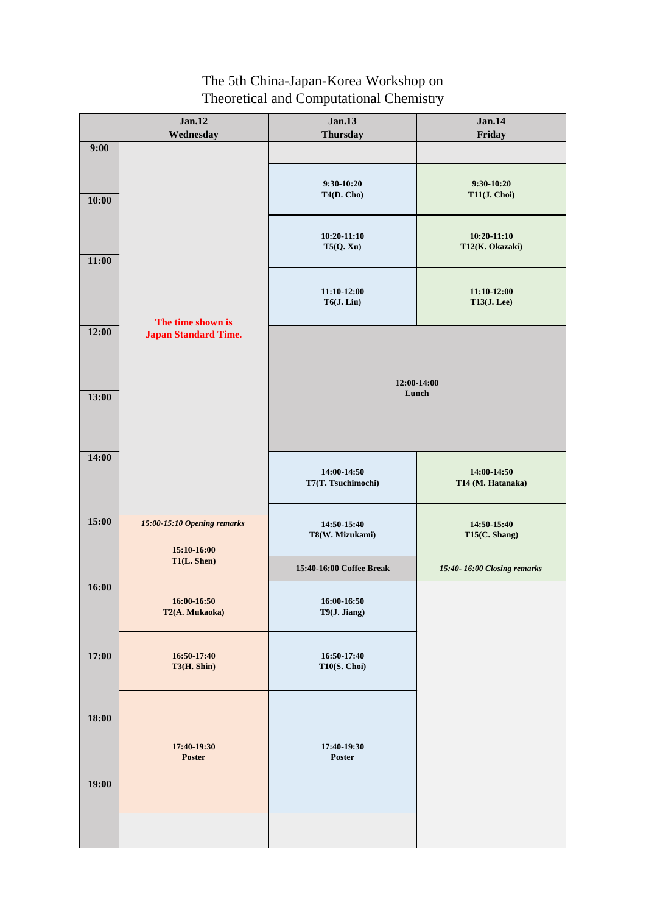# The 5th China-Japan-Korea Workshop on Theoretical and Computational Chemistry

| | **Jan.12 Wednesday** | **Jan.13 Thursday** | **Jan.14 Friday** |
|---|---|---|---|
| **9:00** | **The time shown is Japan Standard Time.** | | |
| | | **9:30-10:20 T4(D. Cho)** | **9:30-10:20 T11(J. Choi)** |
| **10:00** | | **10:20-11:10 T5(Q. Xu)** | **10:20-11:10 T12(K. Okazaki)** |
| **11:00** | | **11:10-12:00 T6(J. Liu)** | **11:10-12:00 T13(J. Lee)** |
| **12:00** | | **12:00-14:00 Lunch** | |
| **13:00** | | | |
| **14:00** | | **14:00-14:50 T7(T. Tsuchimochi)** | **14:00-14:50 T14 (M. Hatanaka)** |
| **15:00** | ***15:00-15:10 Opening remarks*** | **14:50-15:40 T8(W. Mizukami)** | **14:50-15:40 T15(C. Shang)** |
| | **15:10-16:00 T1(L. Shen)** | **15:40-16:00 Coffee Break** | ***15:40- 16:00 Closing remarks*** |
| **16:00** | **16:00-16:50 T2(A. Mukaoka)** | **16:00-16:50 T9(J. Jiang)** | |
| **17:00** | **16:50-17:40 T3(H. Shin)** | **16:50-17:40 T10(S. Choi)** | |
| **18:00** | **17:40-19:30 Poster** | **17:40-19:30 Poster** | |
| **19:00** | | | |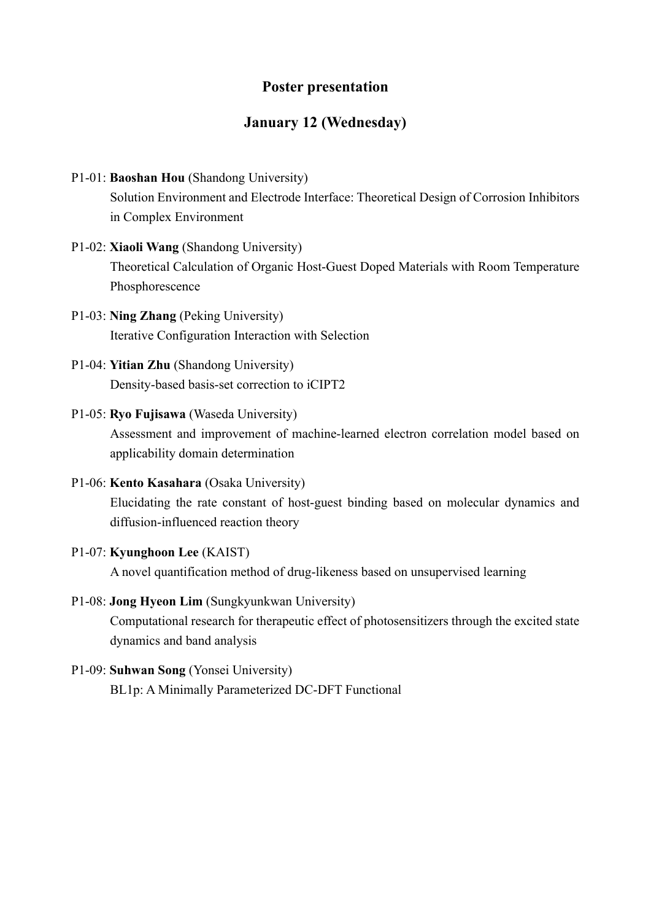## Poster presentation

## January 12 (Wednesday)

- P1-01: **Baoshan Hou** (Shandong University)
  Solution Environment and Electrode Interface: Theoretical Design of Corrosion Inhibitors in Complex Environment

- P1-02: **Xiaoli Wang** (Shandong University)
  Theoretical Calculation of Organic Host-Guest Doped Materials with Room Temperature Phosphorescence

- P1-03: **Ning Zhang** (Peking University)
  Iterative Configuration Interaction with Selection

- P1-04: **Yitian Zhu** (Shandong University)
  Density-based basis-set correction to iCIPT2

- P1-05: **Ryo Fujisawa** (Waseda University)
  Assessment and improvement of machine-learned electron correlation model based on applicability domain determination

- P1-06: **Kento Kasahara** (Osaka University)
  Elucidating the rate constant of host-guest binding based on molecular dynamics and diffusion-influenced reaction theory

- P1-07: **Kyunghoon Lee** (KAIST)
  A novel quantification method of drug-likeness based on unsupervised learning

- P1-08: **Jong Hyeon Lim** (Sungkyunkwan University)
  Computational research for therapeutic effect of photosensitizers through the excited state dynamics and band analysis

- P1-09: **Suhwan Song** (Yonsei University)
  BL1p: A Minimally Parameterized DC-DFT Functional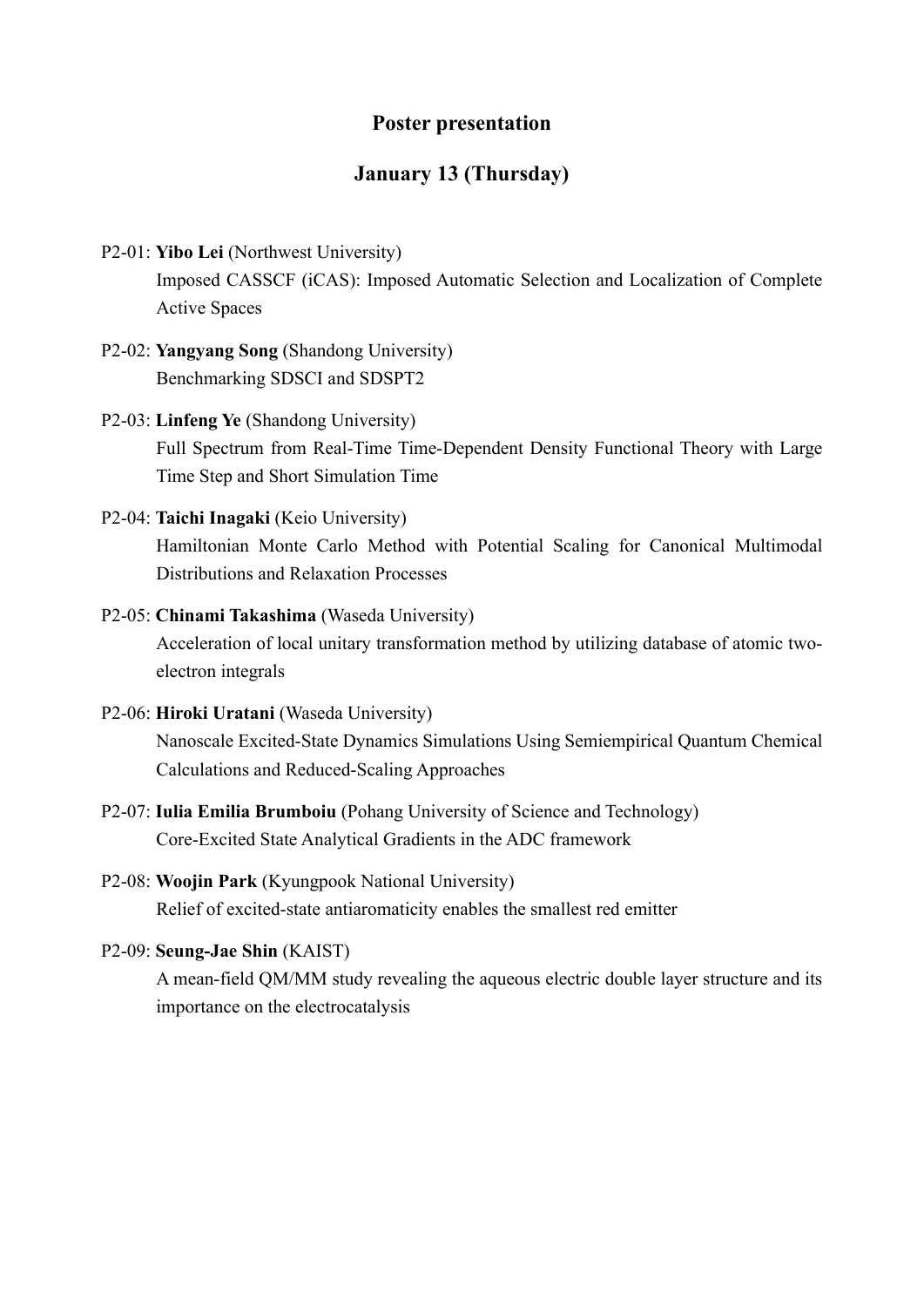## Poster presentation

## January 13 (Thursday)

P2-01: **Yibo Lei** (Northwest University)
Imposed CASSCF (iCAS): Imposed Automatic Selection and Localization of Complete Active Spaces

P2-02: **Yangyang Song** (Shandong University)
Benchmarking SDSCI and SDSPT2

P2-03: **Linfeng Ye** (Shandong University)
Full Spectrum from Real-Time Time-Dependent Density Functional Theory with Large Time Step and Short Simulation Time

P2-04: **Taichi Inagaki** (Keio University)
Hamiltonian Monte Carlo Method with Potential Scaling for Canonical Multimodal Distributions and Relaxation Processes

P2-05: **Chinami Takashima** (Waseda University)
Acceleration of local unitary transformation method by utilizing database of atomic two-electron integrals

P2-06: **Hiroki Uratani** (Waseda University)
Nanoscale Excited-State Dynamics Simulations Using Semiempirical Quantum Chemical Calculations and Reduced-Scaling Approaches

P2-07: **Iulia Emilia Brumboiu** (Pohang University of Science and Technology)
Core-Excited State Analytical Gradients in the ADC framework

P2-08: **Woojin Park** (Kyungpook National University)
Relief of excited-state antiaromaticity enables the smallest red emitter

P2-09: **Seung-Jae Shin** (KAIST)
A mean-field QM/MM study revealing the aqueous electric double layer structure and its importance on the electrocatalysis